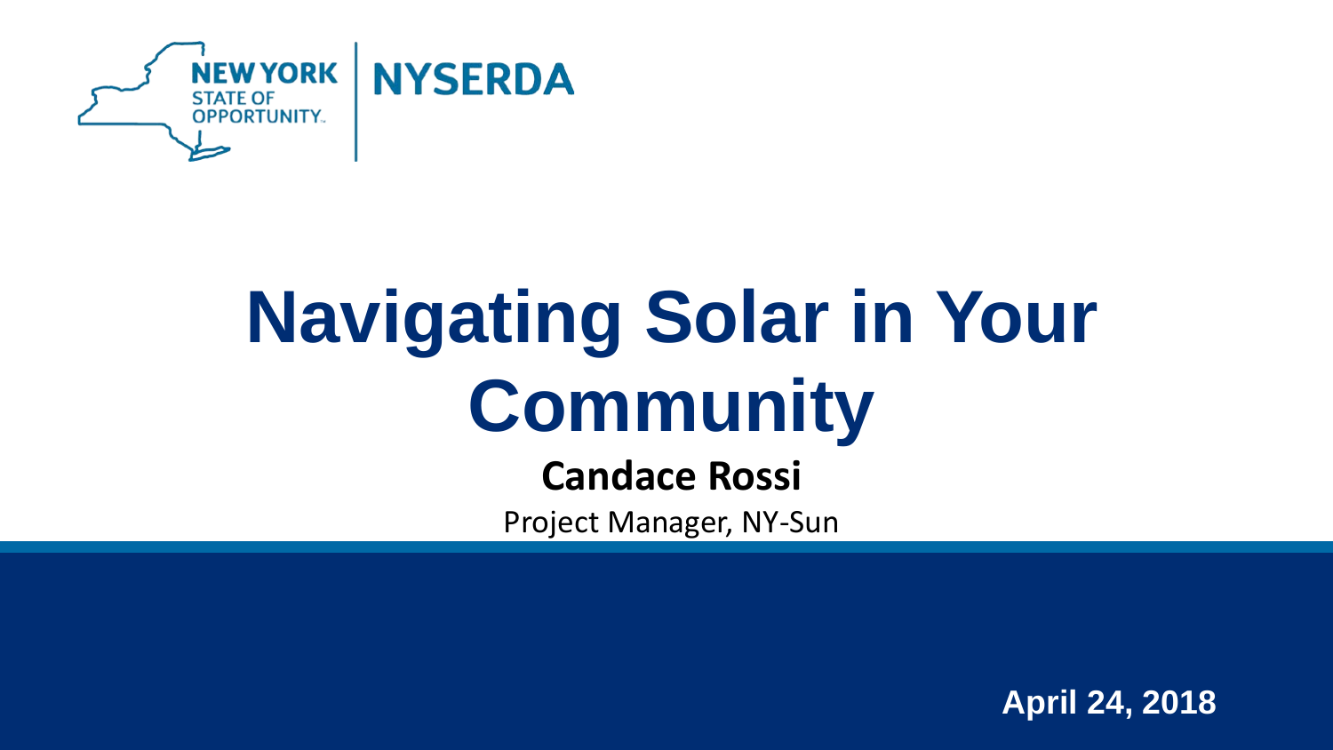NEW YORK STATE OF OPPORTUNITY | NYSERDA

# Navigating Solar in Your Community

**Candace Rossi**

Project Manager, NY-Sun

**April 24, 2018**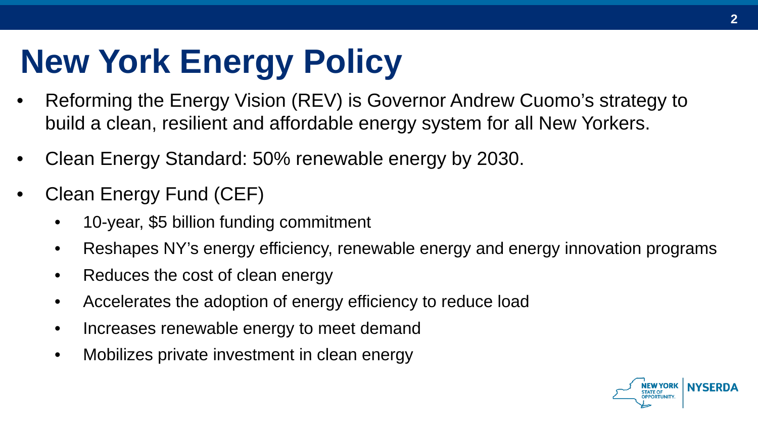# New York Energy Policy

- Reforming the Energy Vision (REV) is Governor Andrew Cuomo's strategy to build a clean, resilient and affordable energy system for all New Yorkers.
- Clean Energy Standard: 50% renewable energy by 2030.
- Clean Energy Fund (CEF)
  - 10-year, $5 billion funding commitment
  - Reshapes NY's energy efficiency, renewable energy and energy innovation programs
  - Reduces the cost of clean energy
  - Accelerates the adoption of energy efficiency to reduce load
  - Increases renewable energy to meet demand
  - Mobilizes private investment in clean energy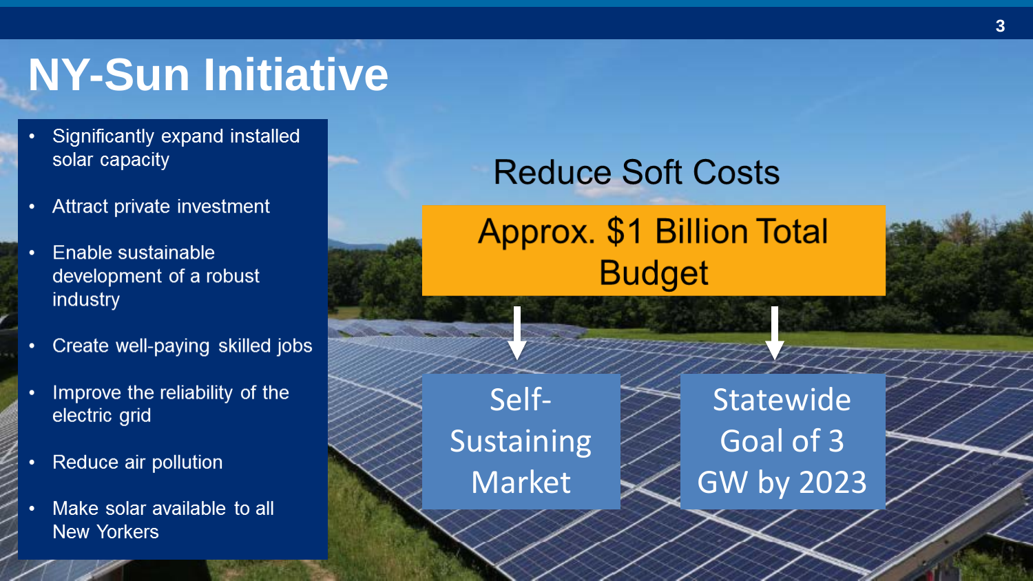# NY-Sun Initiative

- Significantly expand installed solar capacity
- Attract private investment
- Enable sustainable development of a robust industry
- Create well-paying skilled jobs
- Improve the reliability of the electric grid
- Reduce air pollution
- Make solar available to all New Yorkers

Reduce Soft Costs

**Approx. $1 Billion Total Budget**

Self-Sustaining Market

Statewide Goal of 3 GW by 2023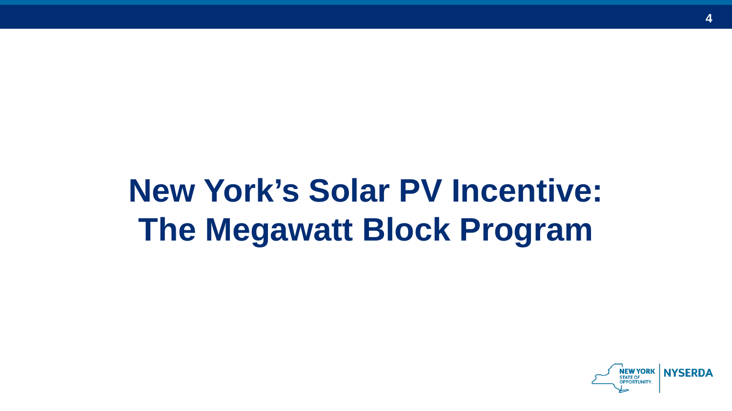# New York's Solar PV Incentive: The Megawatt Block Program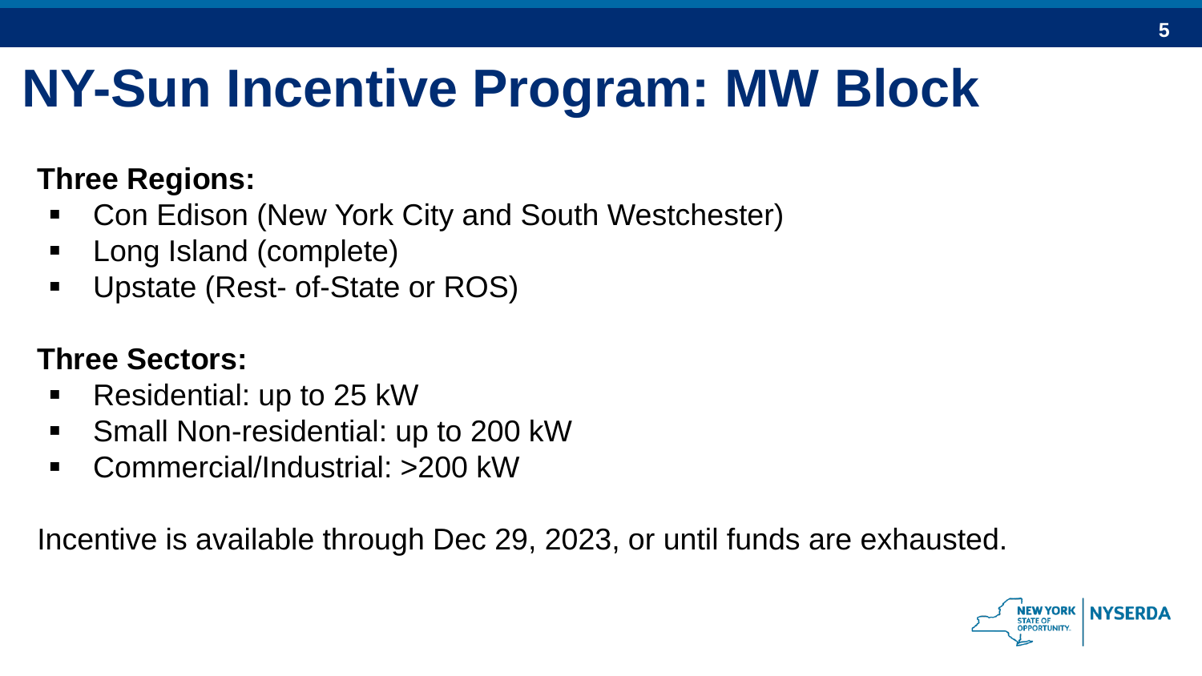# NY-Sun Incentive Program: MW Block

**Three Regions:**

- Con Edison (New York City and South Westchester)
- Long Island (complete)
- Upstate (Rest- of-State or ROS)

**Three Sectors:**

- Residential: up to 25 kW
- Small Non-residential: up to 200 kW
- Commercial/Industrial: >200 kW

Incentive is available through Dec 29, 2023, or until funds are exhausted.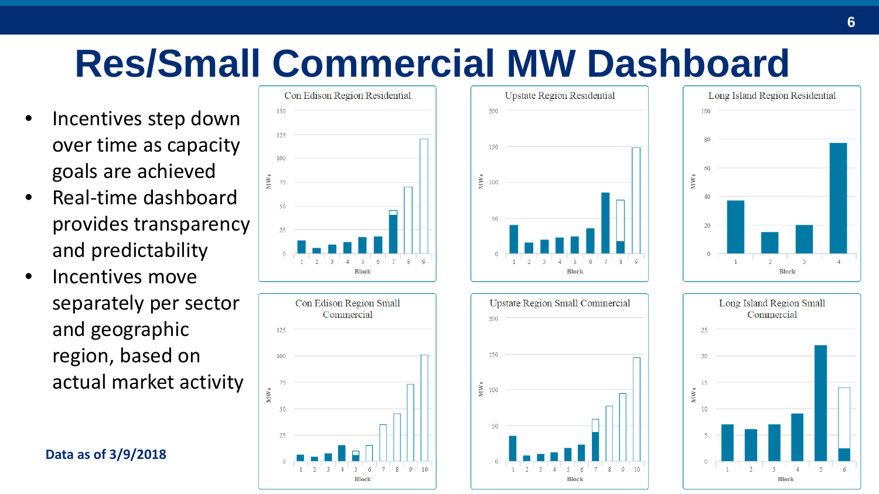# Res/Small Commercial MW Dashboard

- Incentives step down over time as capacity goals are achieved
- Real-time dashboard provides transparency and predictability
- Incentives move separately per sector and geographic region, based on actual market activity

**Data as of 3/9/2018**

Con Edison Region Residential

Upstate Region Residential

Long Island Region Residential

Con Edison Region Small Commercial

Upstate Region Small Commercial

Long Island Region Small Commercial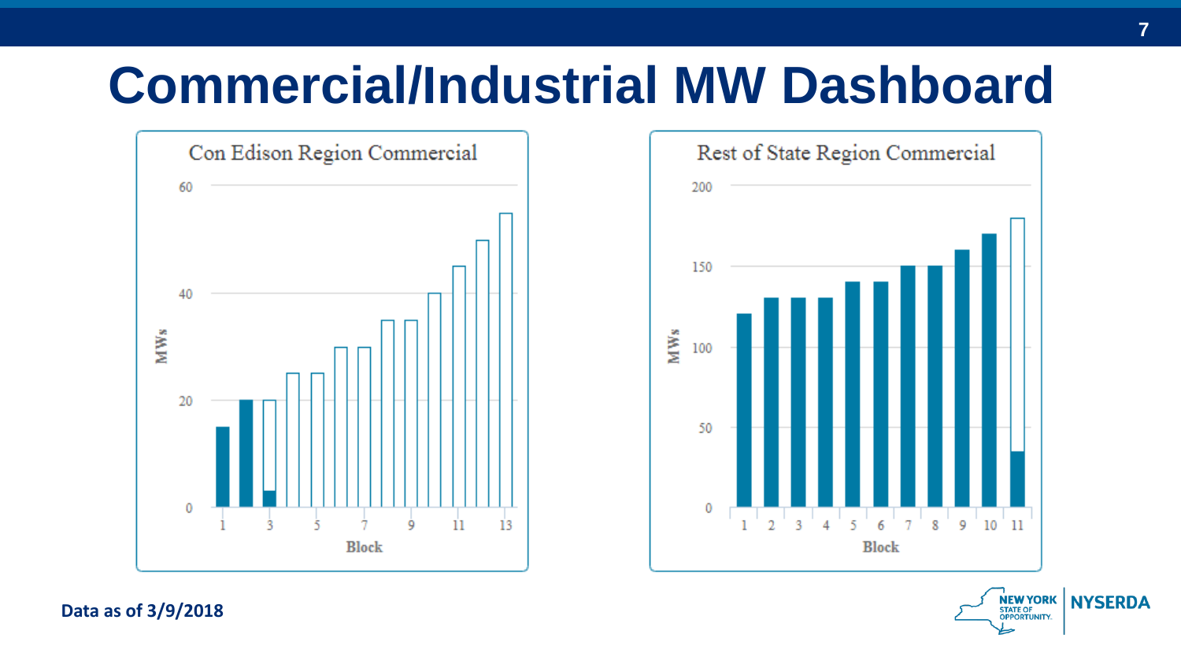# Commercial/Industrial MW Dashboard

Con Edison Region Commercial

Rest of State Region Commercial

Data as of 3/9/2018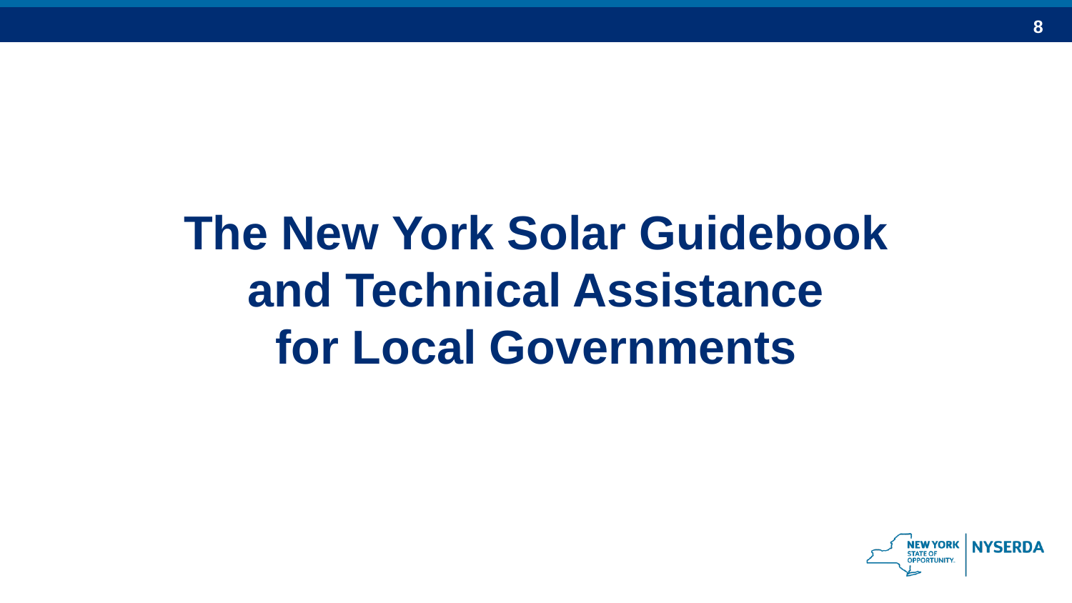# The New York Solar Guidebook and Technical Assistance for Local Governments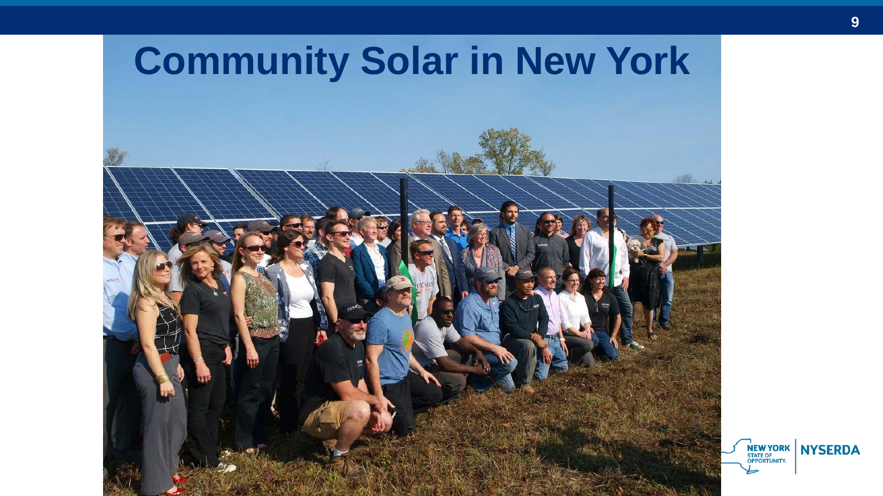# Community Solar in New York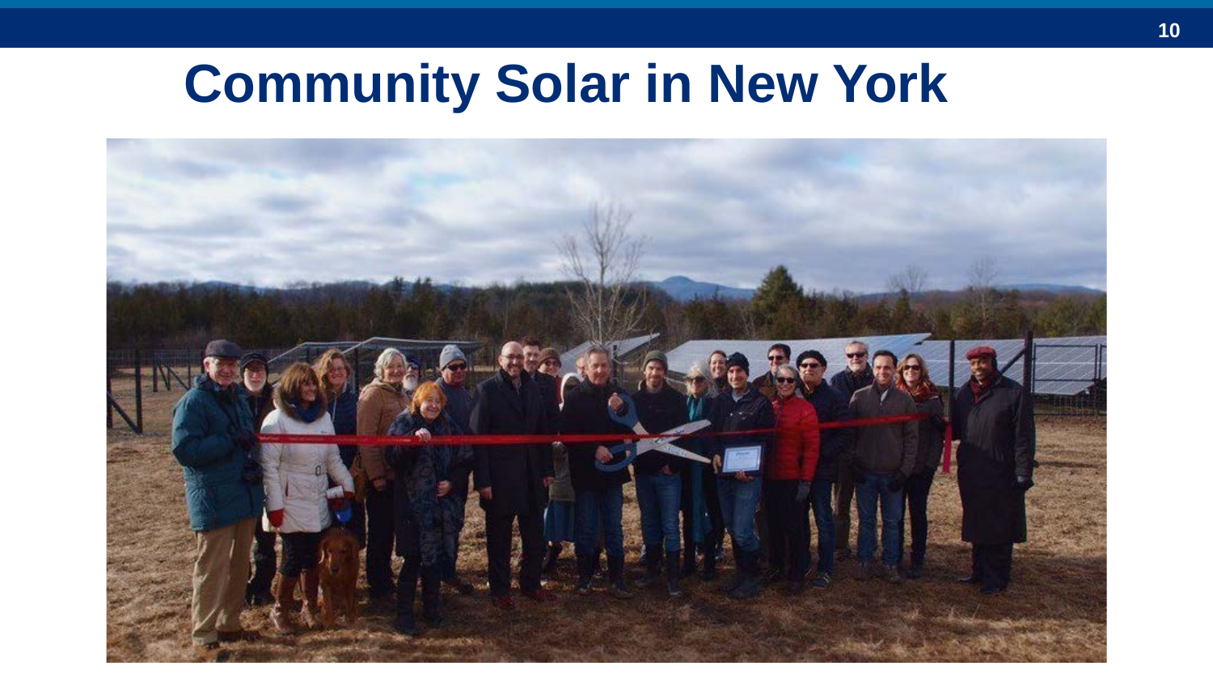# Community Solar in New York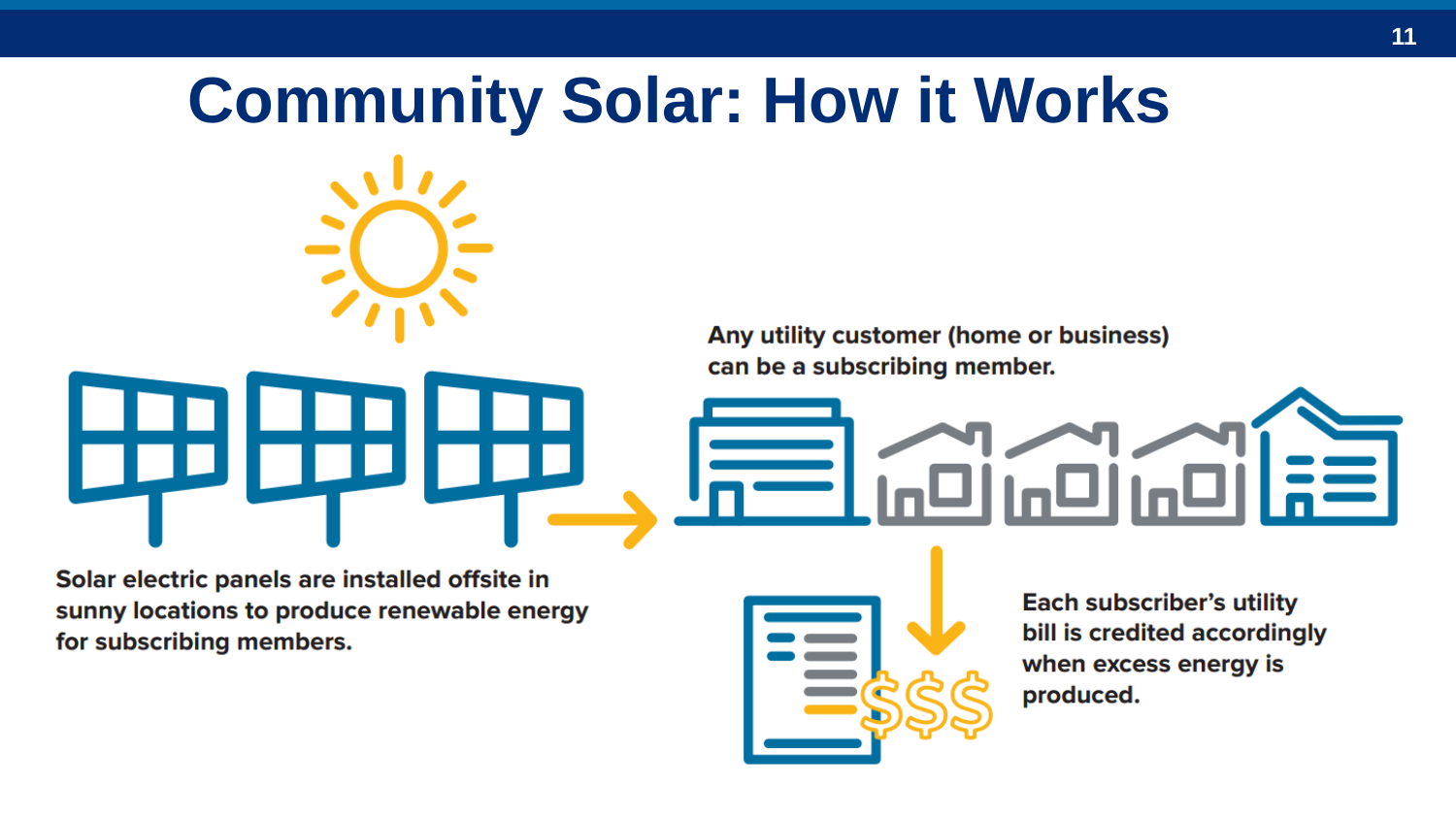# Community Solar: How it Works

Any utility customer (home or business) can be a subscribing member.

Solar electric panels are installed offsite in sunny locations to produce renewable energy for subscribing members.

Each subscriber's utility bill is credited accordingly when excess energy is produced.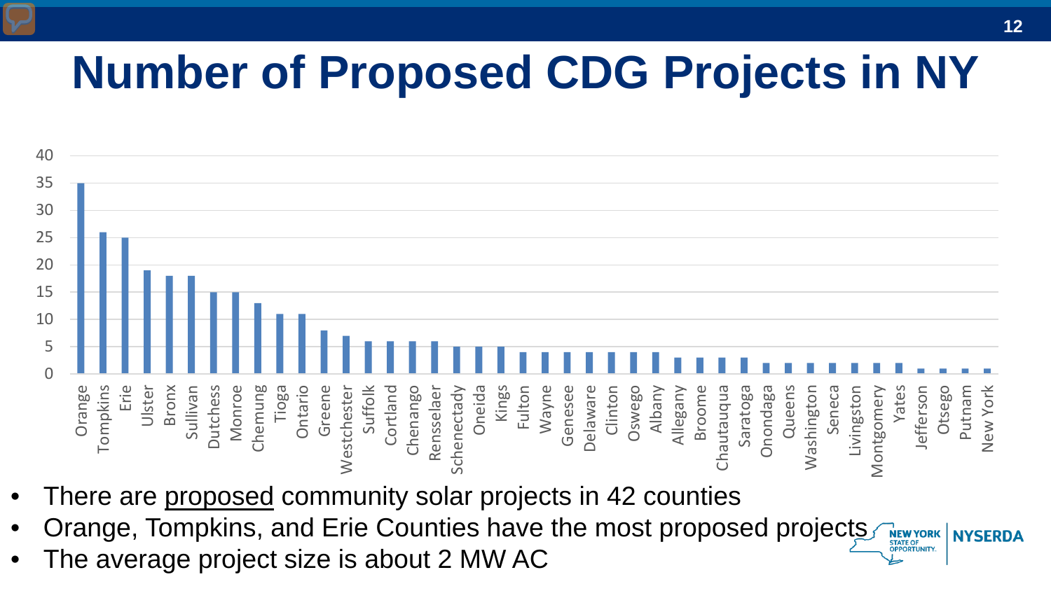# Number of Proposed CDG Projects in NY

| County | Number of Proposed Projects |
|---|---|
| Orange | 35 |
| Tompkins | 26 |
| Erie | 25 |
| Ulster | 19 |
| Bronx | 18 |
| Sullivan | 18 |
| Dutchess | 15 |
| Monroe | 15 |
| Chemung | 13 |
| Tioga | 11 |
| Ontario | 11 |
| Greene | 8 |
| Westchester | 7 |
| Suffolk | 6 |
| Cortland | 6 |
| Chenango | 6 |
| Rensselaer | 6 |
| Schenectady | 5 |
| Oneida | 5 |
| Kings | 5 |
| Fulton | 4 |
| Wayne | 4 |
| Genesee | 4 |
| Delaware | 4 |
| Clinton | 4 |
| Oswego | 4 |
| Albany | 4 |
| Allegany | 3 |
| Broome | 3 |
| Chautauqua | 3 |
| Saratoga | 3 |
| Onondaga | 2 |
| Queens | 2 |
| Washington | 2 |
| Seneca | 2 |
| Livingston | 2 |
| Montgomery | 2 |
| Yates | 2 |
| Jefferson | 1 |
| Otsego | 1 |
| Putnam | 1 |
| New York | 1 |

- There are proposed community solar projects in 42 counties
- Orange, Tompkins, and Erie Counties have the most proposed projects
- The average project size is about 2 MW AC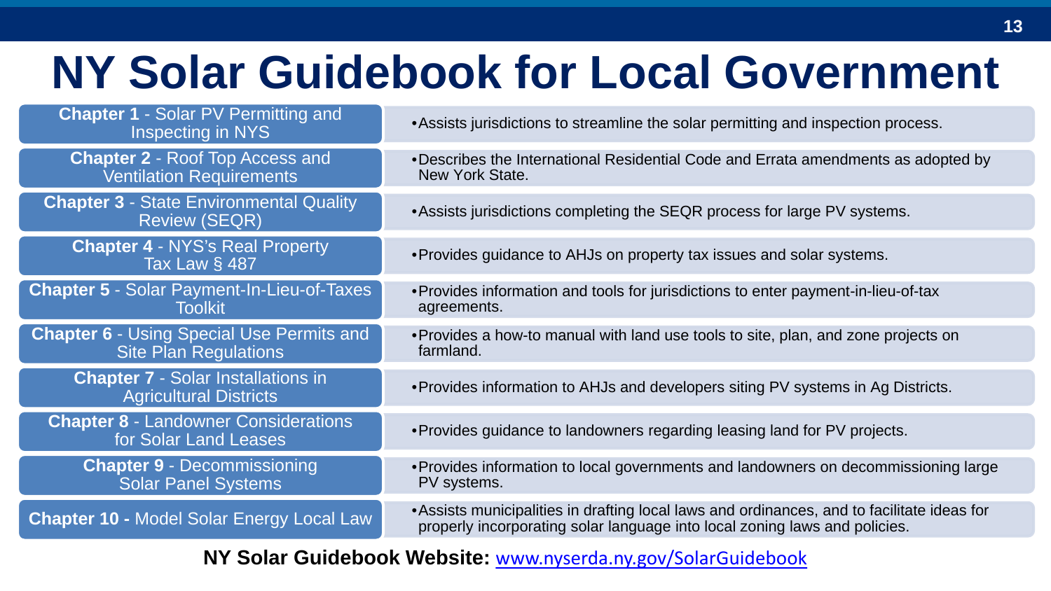# NY Solar Guidebook for Local Government

| Chapter | Description |
| --- | --- |
| **Chapter 1** - Solar PV Permitting and Inspecting in NYS | • Assists jurisdictions to streamline the solar permitting and inspection process. |
| **Chapter 2** - Roof Top Access and Ventilation Requirements | • Describes the International Residential Code and Errata amendments as adopted by New York State. |
| **Chapter 3** - State Environmental Quality Review (SEQR) | • Assists jurisdictions completing the SEQR process for large PV systems. |
| **Chapter 4** - NYS's Real Property Tax Law § 487 | • Provides guidance to AHJs on property tax issues and solar systems. |
| **Chapter 5** - Solar Payment-In-Lieu-of-Taxes Toolkit | • Provides information and tools for jurisdictions to enter payment-in-lieu-of-tax agreements. |
| **Chapter 6** - Using Special Use Permits and Site Plan Regulations | • Provides a how-to manual with land use tools to site, plan, and zone projects on farmland. |
| **Chapter 7** - Solar Installations in Agricultural Districts | • Provides information to AHJs and developers siting PV systems in Ag Districts. |
| **Chapter 8** - Landowner Considerations for Solar Land Leases | • Provides guidance to landowners regarding leasing land for PV projects. |
| **Chapter 9** - Decommissioning Solar Panel Systems | • Provides information to local governments and landowners on decommissioning large PV systems. |
| **Chapter 10 -** Model Solar Energy Local Law | • Assists municipalities in drafting local laws and ordinances, and to facilitate ideas for properly incorporating solar language into local zoning laws and policies. |

**NY Solar Guidebook Website:** [www.nyserda.ny.gov/SolarGuidebook](www.nyserda.ny.gov/SolarGuidebook)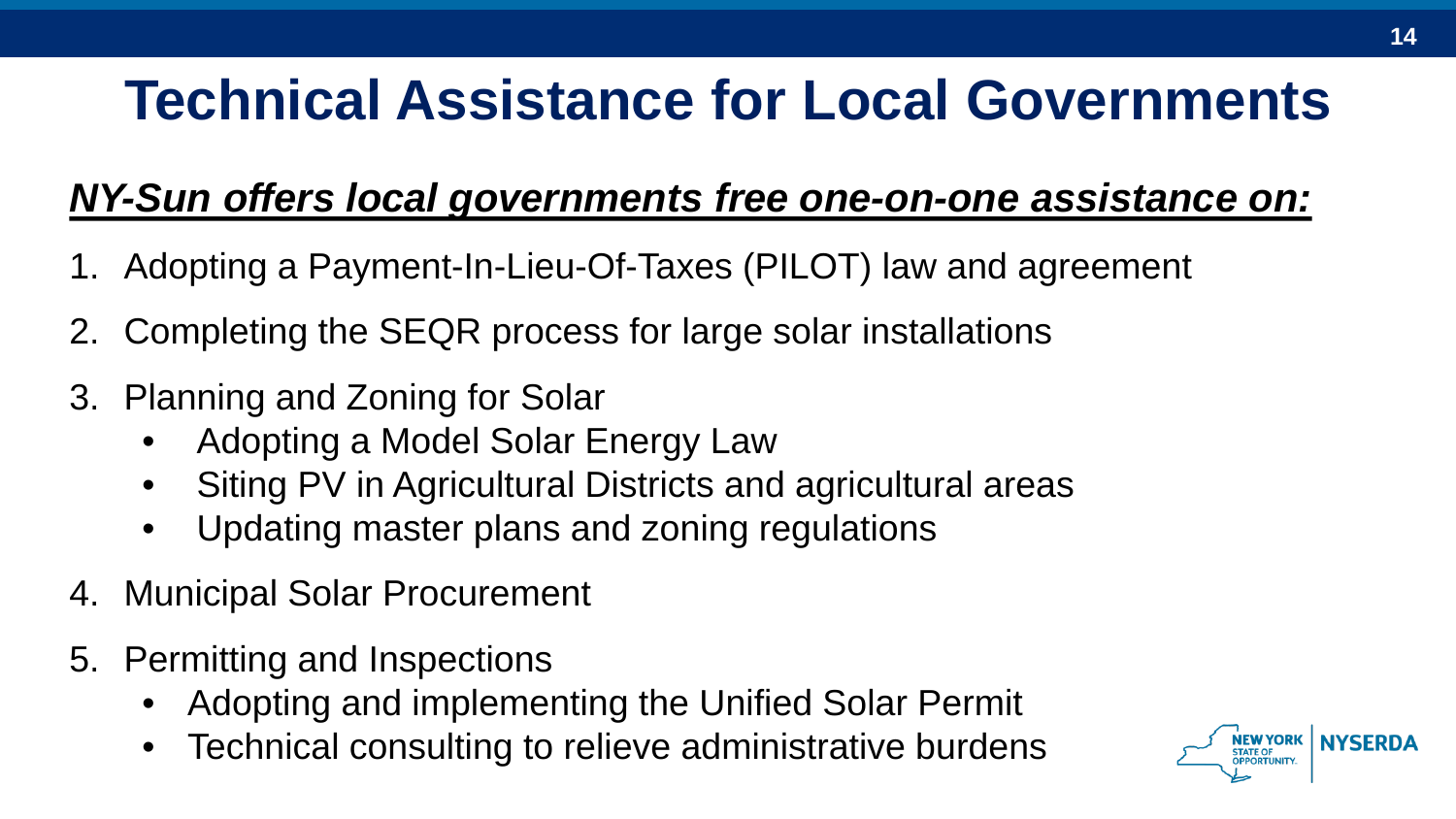# Technical Assistance for Local Governments

***NY-Sun offers local governments free one-on-one assistance on:***

1. Adopting a Payment-In-Lieu-Of-Taxes (PILOT) law and agreement
2. Completing the SEQR process for large solar installations
3. Planning and Zoning for Solar
   - Adopting a Model Solar Energy Law
   - Siting PV in Agricultural Districts and agricultural areas
   - Updating master plans and zoning regulations
4. Municipal Solar Procurement
5. Permitting and Inspections
   - Adopting and implementing the Unified Solar Permit
   - Technical consulting to relieve administrative burdens

NEW YORK STATE OF OPPORTUNITY. | NYSERDA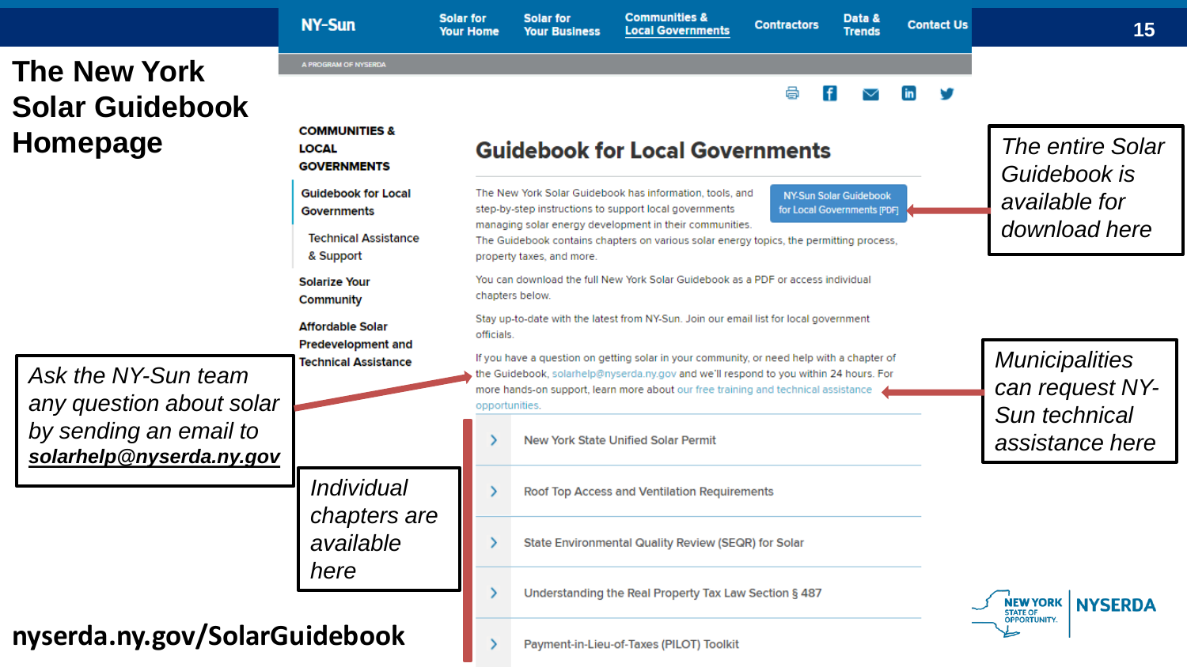# The New York Solar Guidebook Homepage

NY-Sun | Solar for Your Home | Solar for Your Business | Communities & Local Government | Contractors | Data & Trends | Contact Us

A PROGRAM OF NYSERDA

**COMMUNITIES & LOCAL GOVERNMENTS**

- Guidebook for Local Governments
  - Technical Assistance & Support
- Solarize Your Community
- Affordable Solar Predevelopment and Technical Assistance

## Guidebook for Local Governments

The New York Solar Guidebook has information, tools, and step-by-step instructions to support local governments managing solar energy development in their communities. The Guidebook contains chapters on various solar energy topics, the permitting process, property taxes, and more.

NY-Sun Solar Guidebook for Local Governments [PDF]

You can download the full New York Solar Guidebook as a PDF or access individual chapters below.

Stay up-to-date with the latest from NY-Sun. Join our email list for local government officials.

If you have a question on getting solar in your community, or need help with a chapter of the Guidebook, solarhelp@nyserda.ny.gov and we'll respond to you within 24 hours. For more hands-on support, learn more about our free training and technical assistance opportunities.

- New York State Unified Solar Permit
- Roof Top Access and Ventilation Requirements
- State Environmental Quality Review (SEQR) for Solar
- Understanding the Real Property Tax Law Section § 487
- Payment-in-Lieu-of-Taxes (PILOT) Toolkit

*The entire Solar Guidebook is available for download here*

*Municipalities can request NY-Sun technical assistance here*

*Ask the NY-Sun team any question about solar by sending an email to* ***solarhelp@nyserda.ny.gov***

*Individual chapters are available here*

**nyserda.ny.gov/SolarGuidebook**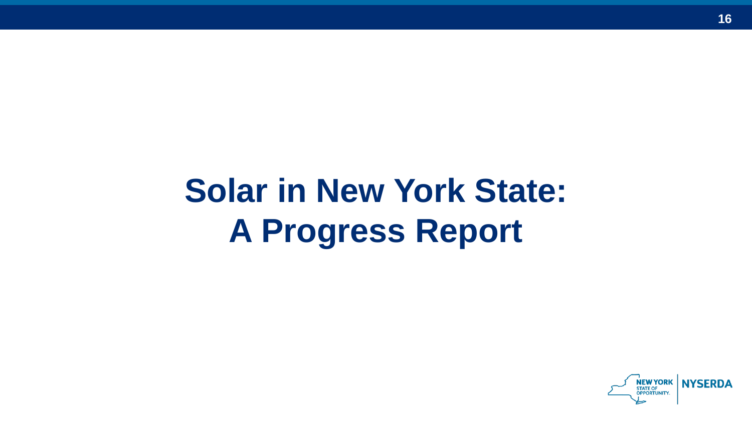# Solar in New York State: A Progress Report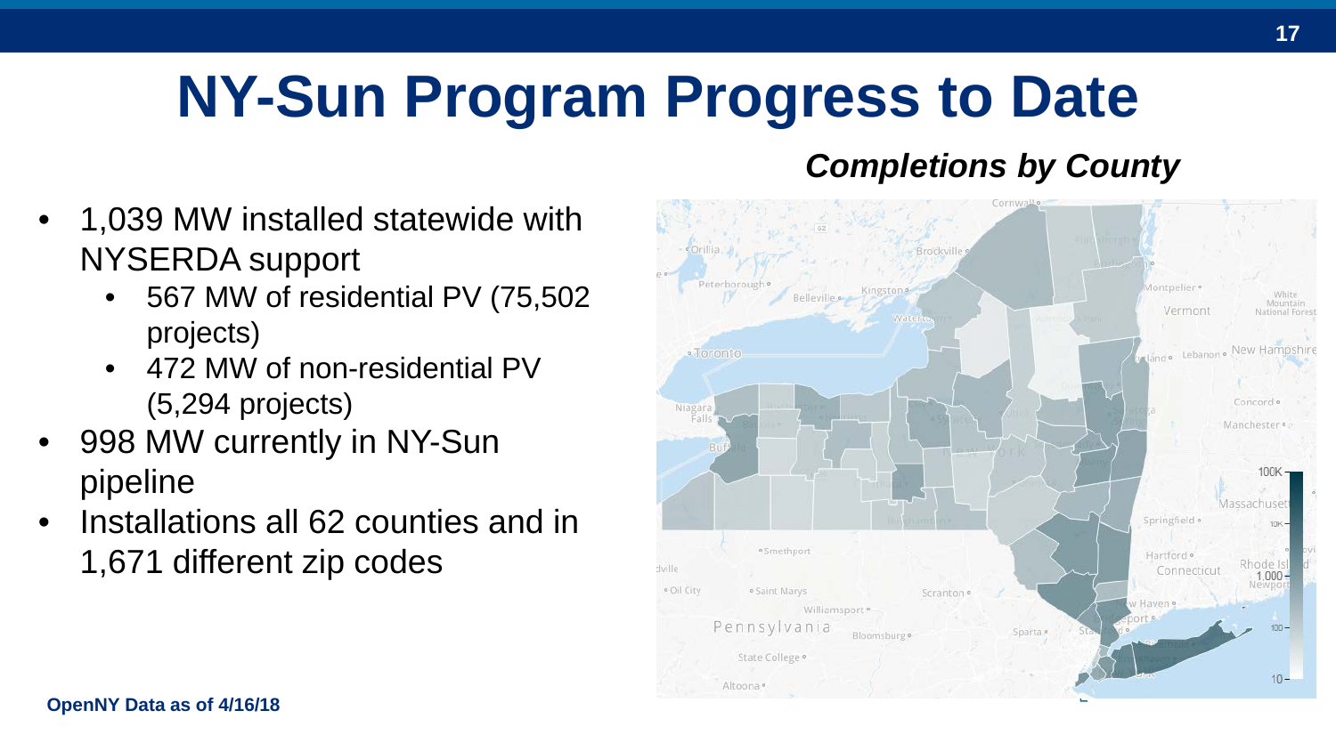# NY-Sun Program Progress to Date

- 1,039 MW installed statewide with NYSERDA support
  - 567 MW of residential PV (75,502 projects)
  - 472 MW of non-residential PV (5,294 projects)
- 998 MW currently in NY-Sun pipeline
- Installations all 62 counties and in 1,671 different zip codes

***Completions by County***

**OpenNY Data as of 4/16/18**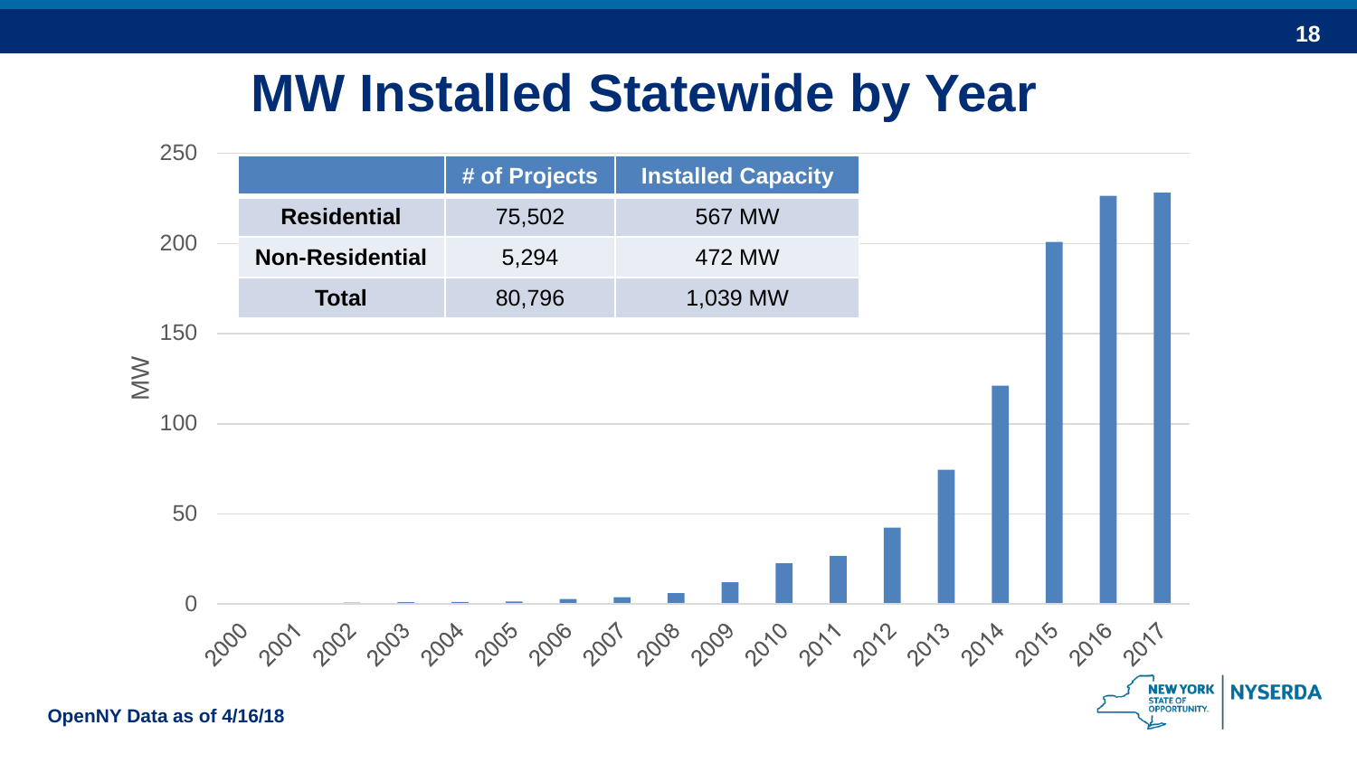# MW Installed Statewide by Year

| | # of Projects | Installed Capacity |
|---|---|---|
| **Residential** | 75,502 | 567 MW |
| **Non-Residential** | 5,294 | 472 MW |
| **Total** | 80,796 | 1,039 MW |

**OpenNY Data as of 4/16/18**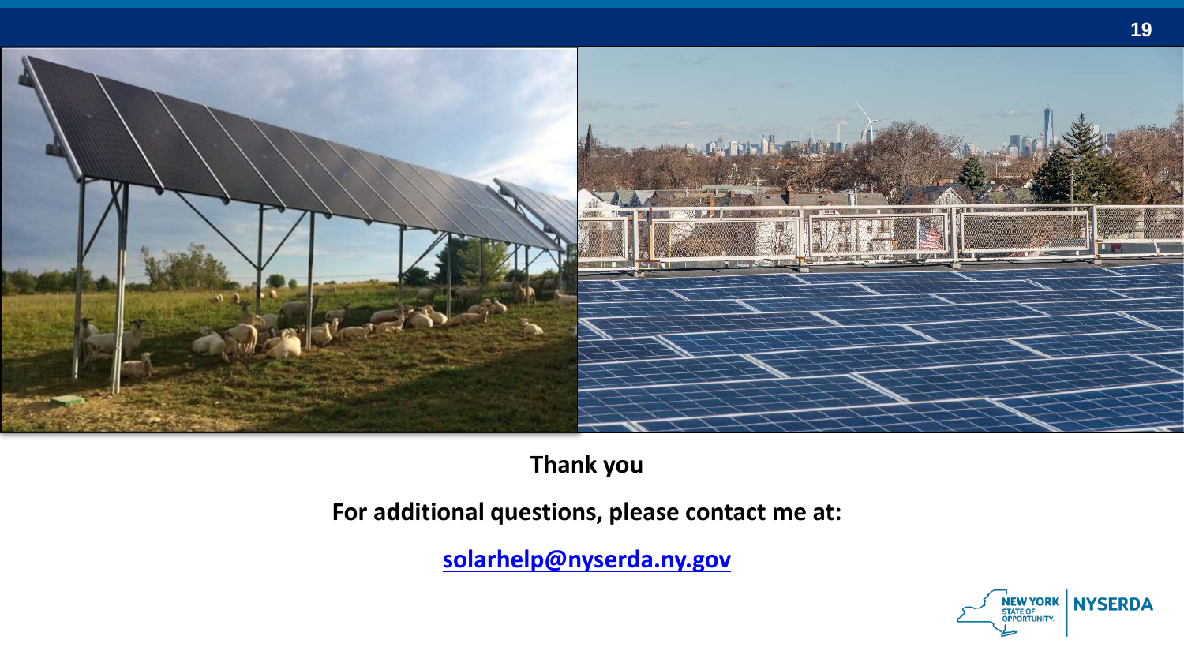**Thank you**

**For additional questions, please contact me at:**

**solarhelp@nyserda.ny.gov**